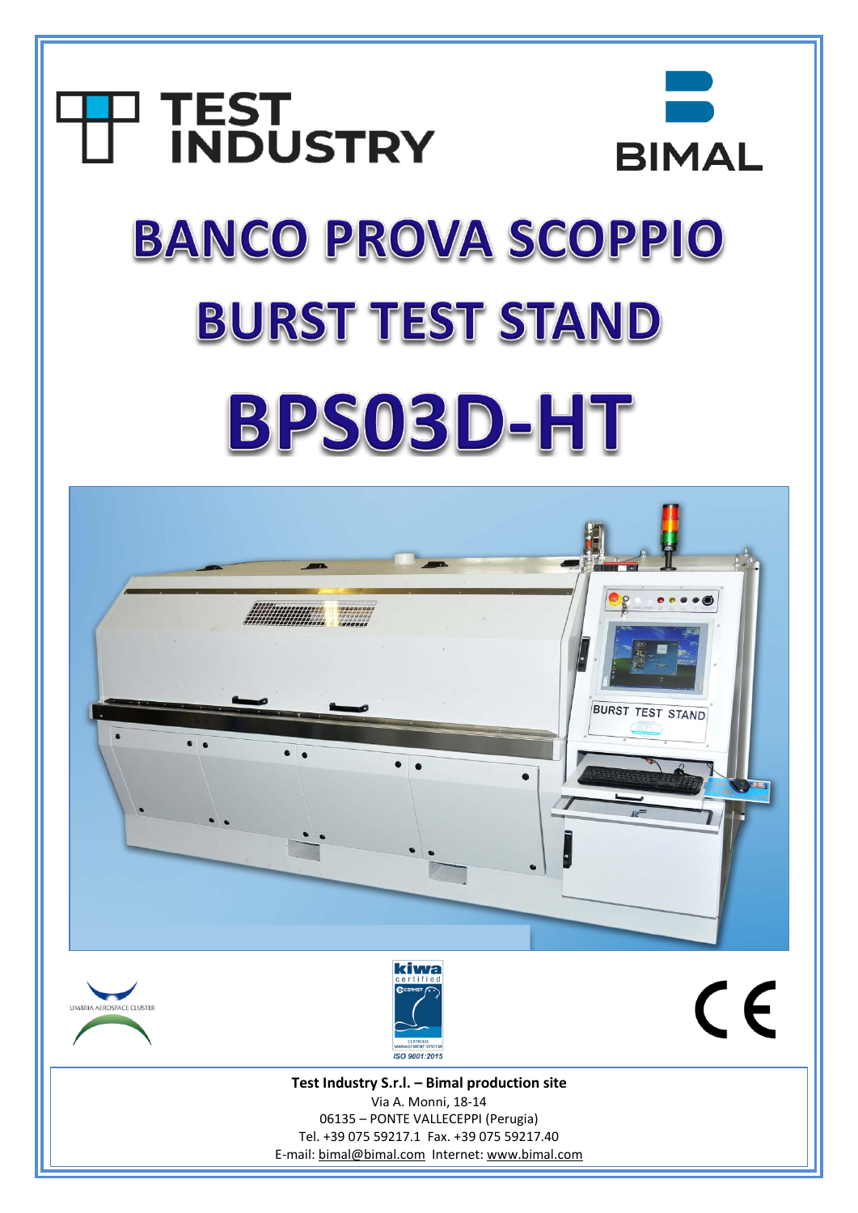TEST INDUSTRY

BIMAL

# BANCO PROVA SCOPPIO

# BURST TEST STAND

# BPS03D-HT

UMBRIA AEROSPACE CLUSTER

kiwa certified CERMET CERTIFIED MANAGEMENT SYSTEM ISO 9001:2015

CE

**Test Industry S.r.l. – Bimal production site**
Via A. Monni, 18-14
06135 – PONTE VALLECEPPI (Perugia)
Tel. +39 075 59217.1 Fax. +39 075 59217.40
E-mail: bimal@bimal.com Internet: www.bimal.com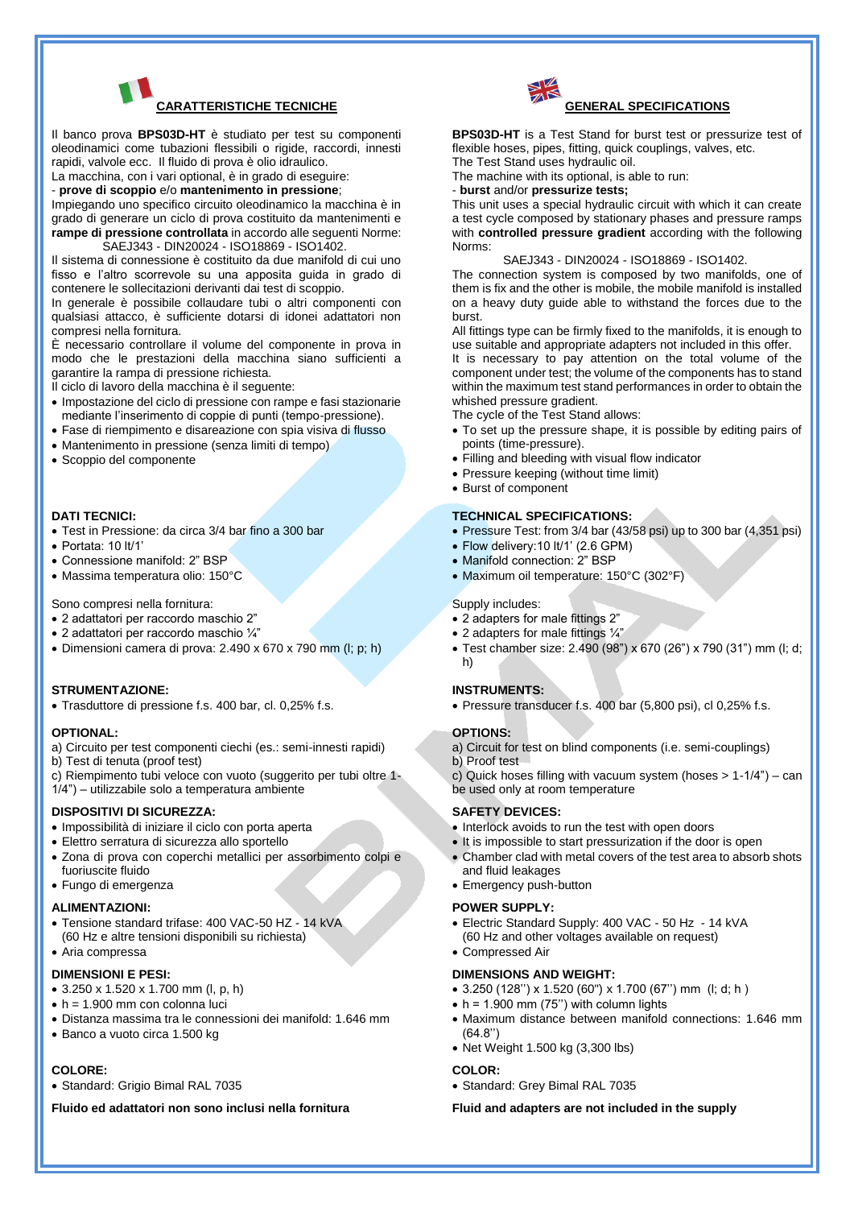## CARATTERISTICHE TECNICHE

Il banco prova **BPS03D-HT** è studiato per test su componenti oleodinamici come tubazioni flessibili o rigide, raccordi, innesti rapidi, valvole ecc. Il fluido di prova è olio idraulico.

La macchina, con i vari optional, è in grado di eseguire:

- **prove di scoppio** e/o **mantenimento in pressione**;

Impiegando uno specifico circuito oleodinamico la macchina è in grado di generare un ciclo di prova costituito da mantenimenti e **rampe di pressione controllata** in accordo alle seguenti Norme:

SAEJ343 - DIN20024 - ISO18869 - ISO1402.

Il sistema di connessione è costituito da due manifold di cui uno fisso e l'altro scorrevole su una apposita guida in grado di contenere le sollecitazioni derivanti dai test di scoppio.

In generale è possibile collaudare tubi o altri componenti con qualsiasi attacco, è sufficiente dotarsi di idonei adattatori non compresi nella fornitura.

È necessario controllare il volume del componente in prova in modo che le prestazioni della macchina siano sufficienti a garantire la rampa di pressione richiesta.

Il ciclo di lavoro della macchina è il seguente:

- Impostazione del ciclo di pressione con rampe e fasi stazionarie mediante l'inserimento di coppie di punti (tempo-pressione).
- Fase di riempimento e disareazione con spia visiva di flusso
- Mantenimento in pressione (senza limiti di tempo)
- Scoppio del componente

### DATI TECNICI:

- Test in Pressione: da circa 3/4 bar fino a 300 bar
- Portata: 10 lt/1'
- Connessione manifold: 2" BSP
- Massima temperatura olio: 150°C

Sono compresi nella fornitura:

- 2 adattatori per raccordo maschio 2"
- 2 adattatori per raccordo maschio ¼"
- Dimensioni camera di prova: 2.490 x 670 x 790 mm (l; p; h)

### STRUMENTAZIONE:

- Trasduttore di pressione f.s. 400 bar, cl. 0,25% f.s.

### OPTIONAL:

a) Circuito per test componenti ciechi (es.: semi-innesti rapidi)
b) Test di tenuta (proof test)
c) Riempimento tubi veloce con vuoto (suggerito per tubi oltre 1-1/4") – utilizzabile solo a temperatura ambiente

### DISPOSITIVI DI SICUREZZA:

- Impossibilità di iniziare il ciclo con porta aperta
- Elettro serratura di sicurezza allo sportello
- Zona di prova con coperchi metallici per assorbimento colpi e fuoriuscite fluido
- Fungo di emergenza

### ALIMENTAZIONI:

- Tensione standard trifase: 400 VAC-50 HZ - 14 kVA (60 Hz e altre tensioni disponibili su richiesta)
- Aria compressa

### DIMENSIONI E PESI:

- 3.250 x 1.520 x 1.700 mm (l, p, h)
- h = 1.900 mm con colonna luci
- Distanza massima tra le connessioni dei manifold: 1.646 mm
- Banco a vuoto circa 1.500 kg

### COLORE:

- Standard: Grigio Bimal RAL 7035

**Fluido ed adattatori non sono inclusi nella fornitura**

## GENERAL SPECIFICATIONS

**BPS03D-HT** is a Test Stand for burst test or pressurize test of flexible hoses, pipes, fitting, quick couplings, valves, etc.

The Test Stand uses hydraulic oil.

The machine with its optional, is able to run:

- **burst** and/or **pressurize tests;**

This unit uses a special hydraulic circuit with which it can create a test cycle composed by stationary phases and pressure ramps with **controlled pressure gradient** according with the following Norms:

SAEJ343 - DIN20024 - ISO18869 - ISO1402.

The connection system is composed by two manifolds, one of them is fix and the other is mobile, the mobile manifold is installed on a heavy duty guide able to withstand the forces due to the burst.

All fittings type can be firmly fixed to the manifolds, it is enough to use suitable and appropriate adapters not included in this offer.

It is necessary to pay attention on the total volume of the component under test; the volume of the components has to stand within the maximum test stand performances in order to obtain the whished pressure gradient.

The cycle of the Test Stand allows:

- To set up the pressure shape, it is possible by editing pairs of points (time-pressure).
- Filling and bleeding with visual flow indicator
- Pressure keeping (without time limit)
- Burst of component

### TECHNICAL SPECIFICATIONS:

- Pressure Test: from 3/4 bar (43/58 psi) up to 300 bar (4,351 psi)
- Flow delivery:10 lt/1' (2.6 GPM)
- Manifold connection: 2" BSP
- Maximum oil temperature: 150°C (302°F)

Supply includes:

- 2 adapters for male fittings 2"
- 2 adapters for male fittings ¼"
- Test chamber size: 2.490 (98") x 670 (26") x 790 (31") mm (l; d; h)

### INSTRUMENTS:

- Pressure transducer f.s. 400 bar (5,800 psi), cl 0,25% f.s.

### OPTIONS:

a) Circuit for test on blind components (i.e. semi-couplings)
b) Proof test
c) Quick hoses filling with vacuum system (hoses > 1-1/4") – can be used only at room temperature

### SAFETY DEVICES:

- Interlock avoids to run the test with open doors
- It is impossible to start pressurization if the door is open
- Chamber clad with metal covers of the test area to absorb shots and fluid leakages
- Emergency push-button

### POWER SUPPLY:

- Electric Standard Supply: 400 VAC - 50 Hz - 14 kVA (60 Hz and other voltages available on request)
- Compressed Air

### DIMENSIONS AND WEIGHT:

- 3.250 (128'') x 1.520 (60") x 1.700 (67'') mm (l; d; h )
- h = 1.900 mm (75'') with column lights
- Maximum distance between manifold connections: 1.646 mm (64.8'')
- Net Weight 1.500 kg (3,300 lbs)

### COLOR:

- Standard: Grey Bimal RAL 7035

**Fluid and adapters are not included in the supply**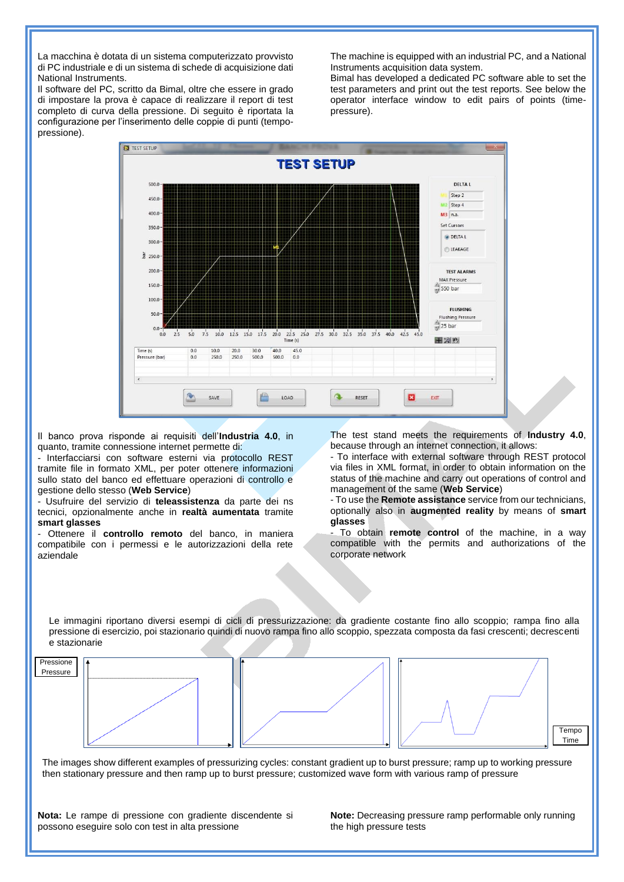La macchina è dotata di un sistema computerizzato provvisto di PC industriale e di un sistema di schede di acquisizione dati National Instruments.
Il software del PC, scritto da Bimal, oltre che essere in grado di impostare la prova è capace di realizzare il report di test completo di curva della pressione. Di seguito è riportata la configurazione per l'inserimento delle coppie di punti (tempo-pressione).

The machine is equipped with an industrial PC, and a National Instruments acquisition data system.
Bimal has developed a dedicated PC software able to set the test parameters and print out the test reports. See below the operator interface window to edit pairs of points (time-pressure).

Il banco prova risponde ai requisiti dell'**Industria 4.0**, in quanto, tramite connessione internet permette di:
- Interfacciarsi con software esterni via protocollo REST tramite file in formato XML, per poter ottenere informazioni sullo stato del banco ed effettuare operazioni di controllo e gestione dello stesso (**Web Service**)
- Usufruire del servizio di **teleassistenza** da parte dei ns tecnici, opzionalmente anche in **realtà aumentata** tramite **smart glasses**
- Ottenere il **controllo remoto** del banco, in maniera compatibile con i permessi e le autorizzazioni della rete aziendale

The test stand meets the requirements of **Industry 4.0**, because through an internet connection, it allows:
- To interface with external software through REST protocol via files in XML format, in order to obtain information on the status of the machine and carry out operations of control and management of the same (**Web Service**)
- To use the **Remote assistance** service from our technicians, optionally also in **augmented reality** by means of **smart glasses**
- To obtain **remote control** of the machine, in a way compatible with the permits and authorizations of the corporate network

Le immagini riportano diversi esempi di cicli di pressurizzazione: da gradiente costante fino allo scoppio; rampa fino alla pressione di esercizio, poi stazionario quindi di nuovo rampa fino allo scoppio, spezzata composta da fasi crescenti; decrescenti e stazionarie

The images show different examples of pressurizing cycles: constant gradient up to burst pressure; ramp up to working pressure then stationary pressure and then ramp up to burst pressure; customized wave form with various ramp of pressure

**Nota:** Le rampe di pressione con gradiente discendente si possono eseguire solo con test in alta pressione

**Note:** Decreasing pressure ramp performable only running the high pressure tests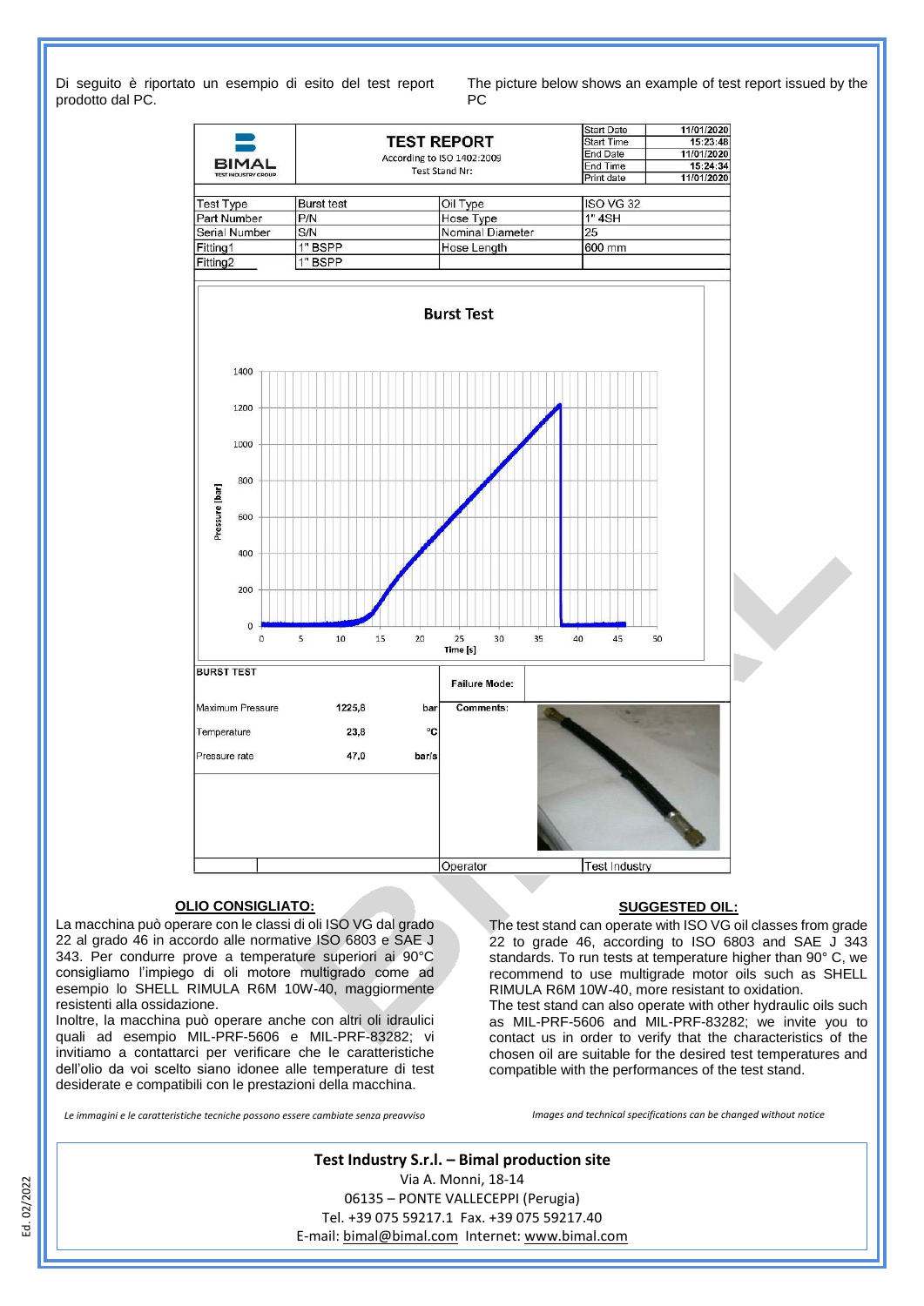Di seguito è riportato un esempio di esito del test report prodotto dal PC.

The picture below shows an example of test report issued by the PC

BIMAL
TEST INDUSTRY GROUP

**TEST REPORT**
According to ISO 1402:2009
Test Stand Nr:

| | |
|---|---|
| Start Date | 11/01/2020 |
| Start Time | 15:23:48 |
| End Date | 11/01/2020 |
| End Time | 15:24:34 |
| Print date | 11/01/2020 |

| | | | |
|---|---|---|---|
| Test Type | Burst test | Oil Type | ISO VG 32 |
| Part Number | P/N | Hose Type | 1" 4SH |
| Serial Number | S/N | Nominal Diameter | 25 |
| Fitting1 | 1" BSPP | Hose Length | 600 mm |
| Fitting2 | 1" BSPP | | |

Burst Test

Pressure [bar]

1400
1200
1000
800
600
400
200
0

0 5 10 15 20 25 30 35 40 45 50

Time [s]

**BURST TEST**

| | | |
|---|---|---|
| Maximum Pressure | 1225,8 | bar |
| Temperature | 23,8 | °C |
| Pressure rate | 47,0 | bar/s |

Failure Mode:

Comments:

Operator

Test Industry

**OLIO CONSIGLIATO:**

La macchina può operare con le classi di oli ISO VG dal grado 22 al grado 46 in accordo alle normative ISO 6803 e SAE J 343. Per condurre prove a temperature superiori ai 90°C consigliamo l'impiego di oli motore multigrado come ad esempio lo SHELL RIMULA R6M 10W-40, maggiormente resistenti alla ossidazione.

Inoltre, la macchina può operare anche con altri oli idraulici quali ad esempio MIL-PRF-5606 e MIL-PRF-83282; vi invitiamo a contattarci per verificare che le caratteristiche dell'olio da voi scelto siano idonee alle temperature di test desiderate e compatibili con le prestazioni della macchina.

**SUGGESTED OIL:**

The test stand can operate with ISO VG oil classes from grade 22 to grade 46, according to ISO 6803 and SAE J 343 standards. To run tests at temperature higher than 90° C, we recommend to use multigrade motor oils such as SHELL RIMULA R6M 10W-40, more resistant to oxidation.

The test stand can also operate with other hydraulic oils such as MIL-PRF-5606 and MIL-PRF-83282; we invite you to contact us in order to verify that the characteristics of the chosen oil are suitable for the desired test temperatures and compatible with the performances of the test stand.

*Le immagini e le caratteristiche tecniche possono essere cambiate senza preavviso*

*Images and technical specifications can be changed without notice*

**Test Industry S.r.l. – Bimal production site**
Via A. Monni, 18-14
06135 – PONTE VALLECEPPI (Perugia)
Tel. +39 075 59217.1 Fax. +39 075 59217.40
E-mail: bimal@bimal.com Internet: www.bimal.com

Ed. 02/2022